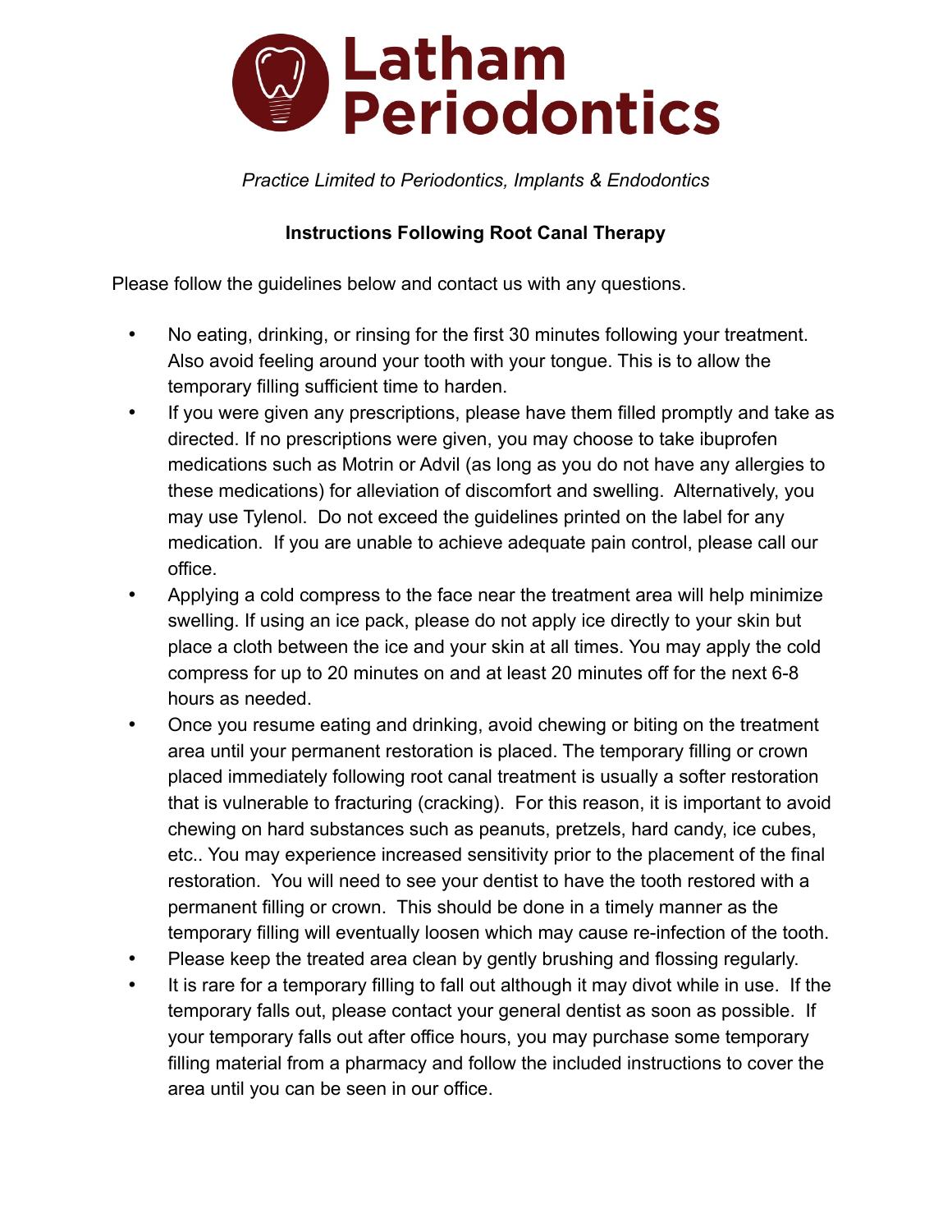# Latham Periodontics

*Practice Limited to Periodontics, Implants & Endodontics*

**Instructions Following Root Canal Therapy**

Please follow the guidelines below and contact us with any questions.

- No eating, drinking, or rinsing for the first 30 minutes following your treatment. Also avoid feeling around your tooth with your tongue. This is to allow the temporary filling sufficient time to harden.
- If you were given any prescriptions, please have them filled promptly and take as directed. If no prescriptions were given, you may choose to take ibuprofen medications such as Motrin or Advil (as long as you do not have any allergies to these medications) for alleviation of discomfort and swelling. Alternatively, you may use Tylenol. Do not exceed the guidelines printed on the label for any medication. If you are unable to achieve adequate pain control, please call our office.
- Applying a cold compress to the face near the treatment area will help minimize swelling. If using an ice pack, please do not apply ice directly to your skin but place a cloth between the ice and your skin at all times. You may apply the cold compress for up to 20 minutes on and at least 20 minutes off for the next 6-8 hours as needed.
- Once you resume eating and drinking, avoid chewing or biting on the treatment area until your permanent restoration is placed. The temporary filling or crown placed immediately following root canal treatment is usually a softer restoration that is vulnerable to fracturing (cracking). For this reason, it is important to avoid chewing on hard substances such as peanuts, pretzels, hard candy, ice cubes, etc.. You may experience increased sensitivity prior to the placement of the final restoration. You will need to see your dentist to have the tooth restored with a permanent filling or crown. This should be done in a timely manner as the temporary filling will eventually loosen which may cause re-infection of the tooth.
- Please keep the treated area clean by gently brushing and flossing regularly.
- It is rare for a temporary filling to fall out although it may divot while in use. If the temporary falls out, please contact your general dentist as soon as possible. If your temporary falls out after office hours, you may purchase some temporary filling material from a pharmacy and follow the included instructions to cover the area until you can be seen in our office.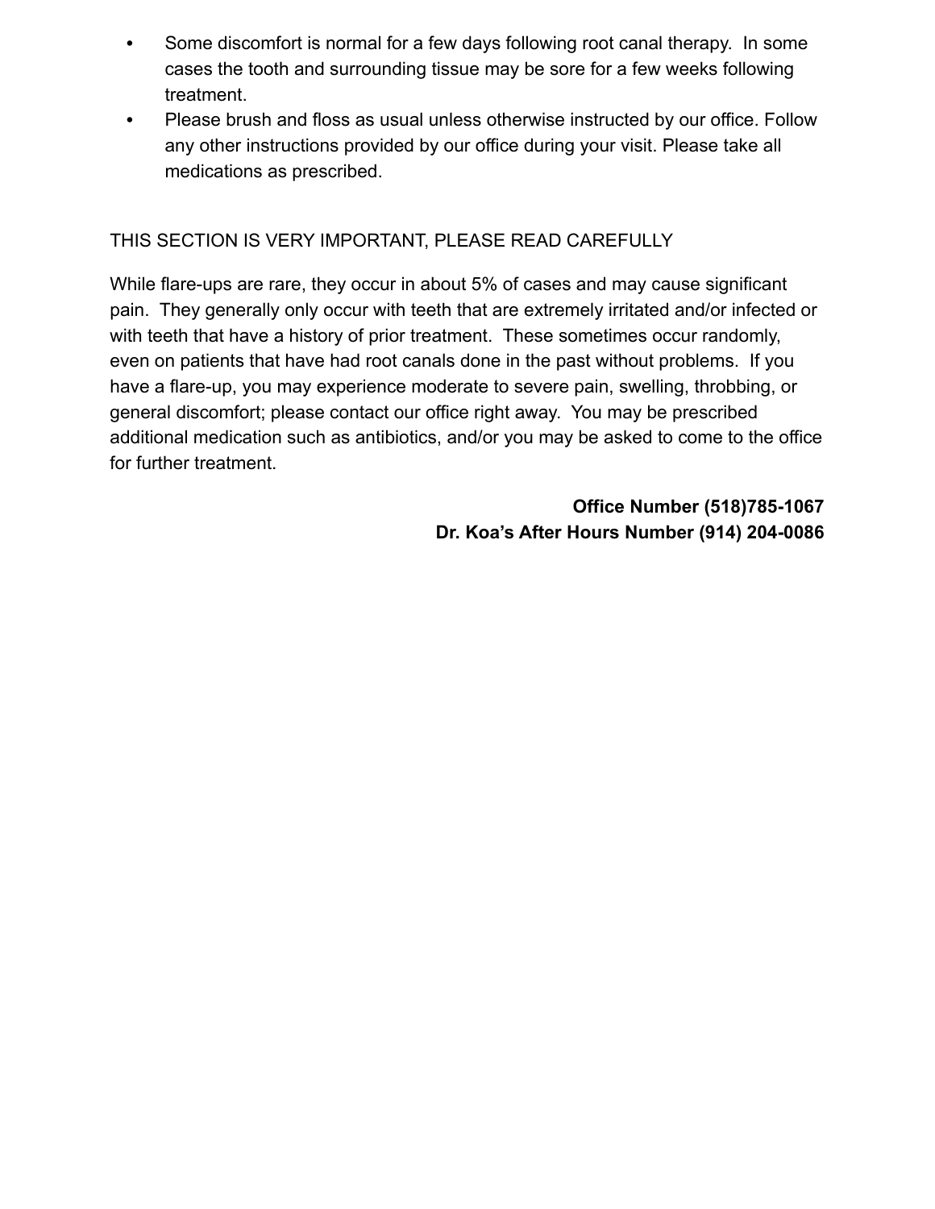- Some discomfort is normal for a few days following root canal therapy. In some cases the tooth and surrounding tissue may be sore for a few weeks following treatment.
- Please brush and floss as usual unless otherwise instructed by our office. Follow any other instructions provided by our office during your visit. Please take all medications as prescribed.

THIS SECTION IS VERY IMPORTANT, PLEASE READ CAREFULLY

While flare-ups are rare, they occur in about 5% of cases and may cause significant pain. They generally only occur with teeth that are extremely irritated and/or infected or with teeth that have a history of prior treatment. These sometimes occur randomly, even on patients that have had root canals done in the past without problems. If you have a flare-up, you may experience moderate to severe pain, swelling, throbbing, or general discomfort; please contact our office right away. You may be prescribed additional medication such as antibiotics, and/or you may be asked to come to the office for further treatment.

**Office Number (518)785-1067**
**Dr. Koa's After Hours Number (914) 204-0086**